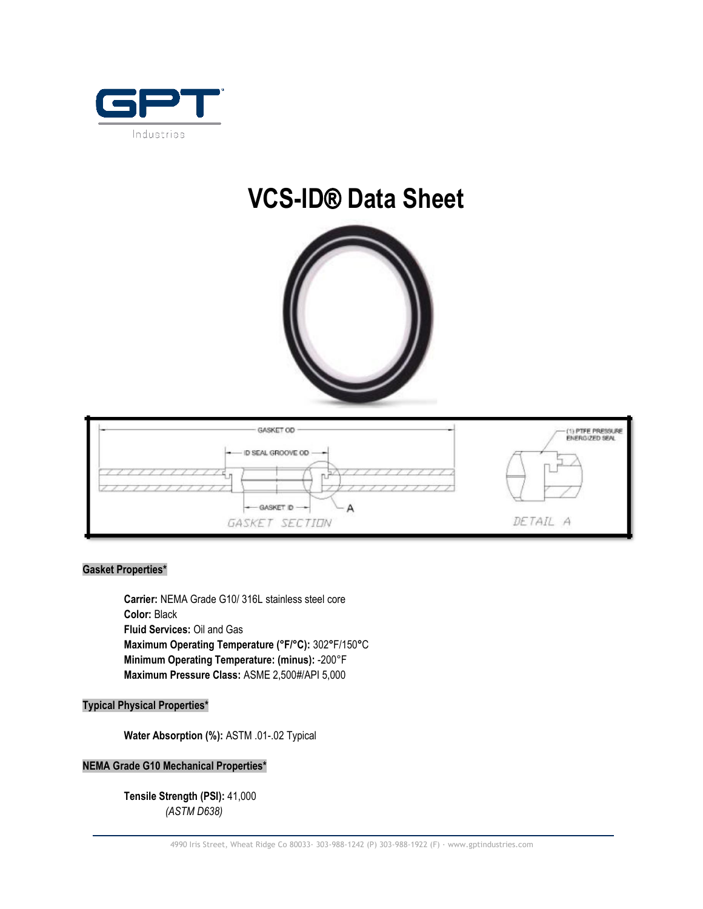# VCS-ID® Data Sheet

**Gasket Properties***

**Carrier:** NEMA Grade G10/ 316L stainless steel core
**Color:** Black
**Fluid Services:** Oil and Gas
**Maximum Operating Temperature (°F/°C):** 302°F/150°C
**Minimum Operating Temperature: (minus):** -200°F
**Maximum Pressure Class:** ASME 2,500#/API 5,000

**Typical Physical Properties***

**Water Absorption (%):** ASTM .01-.02 Typical

**NEMA Grade G10 Mechanical Properties***

**Tensile Strength (PSI):** 41,000
*(ASTM D638)*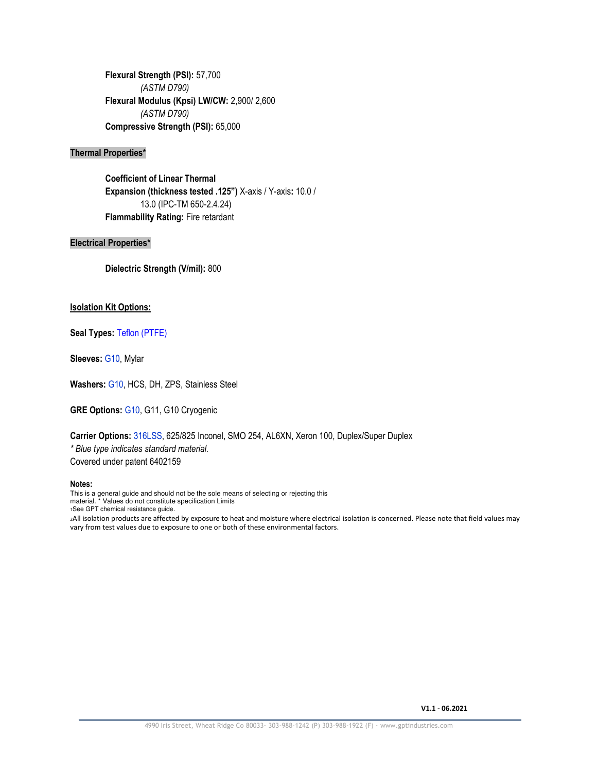**Flexural Strength (PSI):** 57,700
*(ASTM D790)*
**Flexural Modulus (Kpsi) LW/CW:** 2,900/ 2,600
*(ASTM D790)*
**Compressive Strength (PSI):** 65,000

## Thermal Properties*

**Coefficient of Linear Thermal Expansion (thickness tested .125")** X-axis / Y-axis**:** 10.0 / 13.0 (IPC-TM 650-2.4.24)
**Flammability Rating:** Fire retardant

## Electrical Properties*

**Dielectric Strength (V/mil):** 800

## Isolation Kit Options:

**Seal Types:** Teflon (PTFE)

**Sleeves:** G10, Mylar

**Washers:** G10, HCS, DH, ZPS, Stainless Steel

**GRE Options:** G10, G11, G10 Cryogenic

**Carrier Options:** 316LSS, 625/825 Inconel, SMO 254, AL6XN, Xeron 100, Duplex/Super Duplex
*\* Blue type indicates standard material.*
Covered under patent 6402159

**Notes:**
This is a general guide and should not be the sole means of selecting or rejecting this material. * Values do not constitute specification Limits
[1]See GPT chemical resistance guide.
[2]All isolation products are affected by exposure to heat and moisture where electrical isolation is concerned. Please note that field values may vary from test values due to exposure to one or both of these environmental factors.

V1.1 - 06.2021